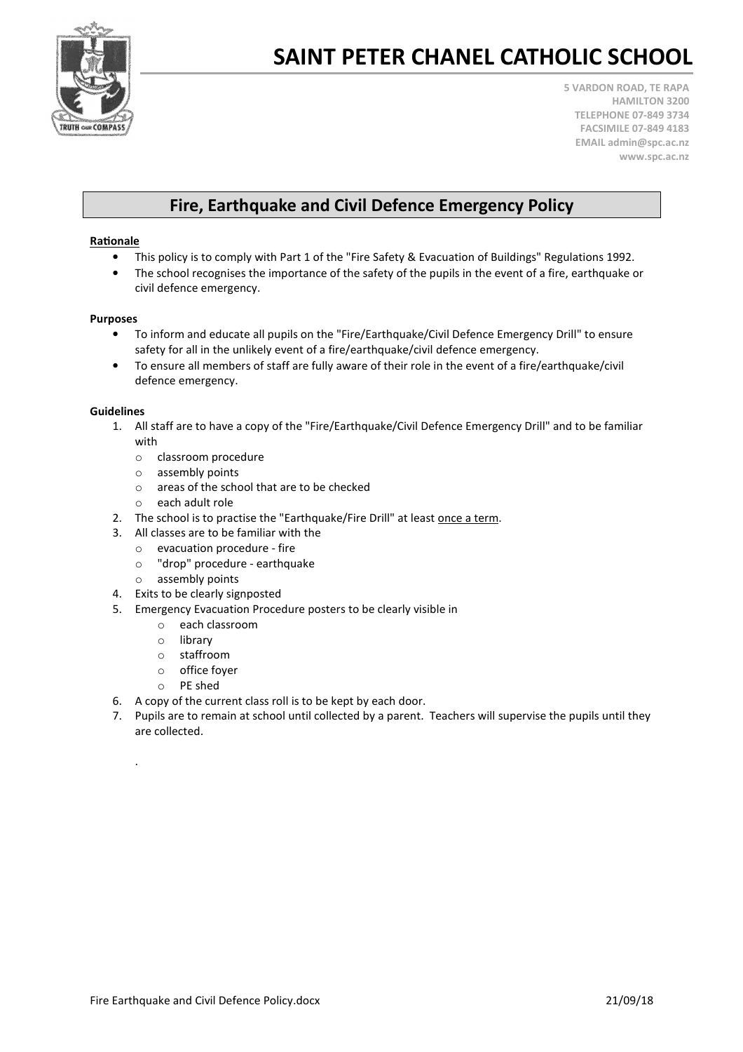# SAINT PETER CHANEL CATHOLIC SCHOOL

**5 VARDON ROAD, TE RAPA**
**HAMILTON 3200**
**TELEPHONE 07-849 3734**
**FACSIMILE 07-849 4183**
**EMAIL admin@spc.ac.nz**
**www.spc.ac.nz**

## Fire, Earthquake and Civil Defence Emergency Policy

**Rationale**

- This policy is to comply with Part 1 of the "Fire Safety & Evacuation of Buildings" Regulations 1992.
- The school recognises the importance of the safety of the pupils in the event of a fire, earthquake or civil defence emergency.

**Purposes**

- To inform and educate all pupils on the "Fire/Earthquake/Civil Defence Emergency Drill" to ensure safety for all in the unlikely event of a fire/earthquake/civil defence emergency.
- To ensure all members of staff are fully aware of their role in the event of a fire/earthquake/civil defence emergency.

**Guidelines**

1. All staff are to have a copy of the "Fire/Earthquake/Civil Defence Emergency Drill" and to be familiar with
   - classroom procedure
   - assembly points
   - areas of the school that are to be checked
   - each adult role
2. The school is to practise the "Earthquake/Fire Drill" at least once a term.
3. All classes are to be familiar with the
   - evacuation procedure - fire
   - "drop" procedure - earthquake
   - assembly points
4. Exits to be clearly signposted
5. Emergency Evacuation Procedure posters to be clearly visible in
   - each classroom
   - library
   - staffroom
   - office foyer
   - PE shed
6. A copy of the current class roll is to be kept by each door.
7. Pupils are to remain at school until collected by a parent. Teachers will supervise the pupils until they are collected.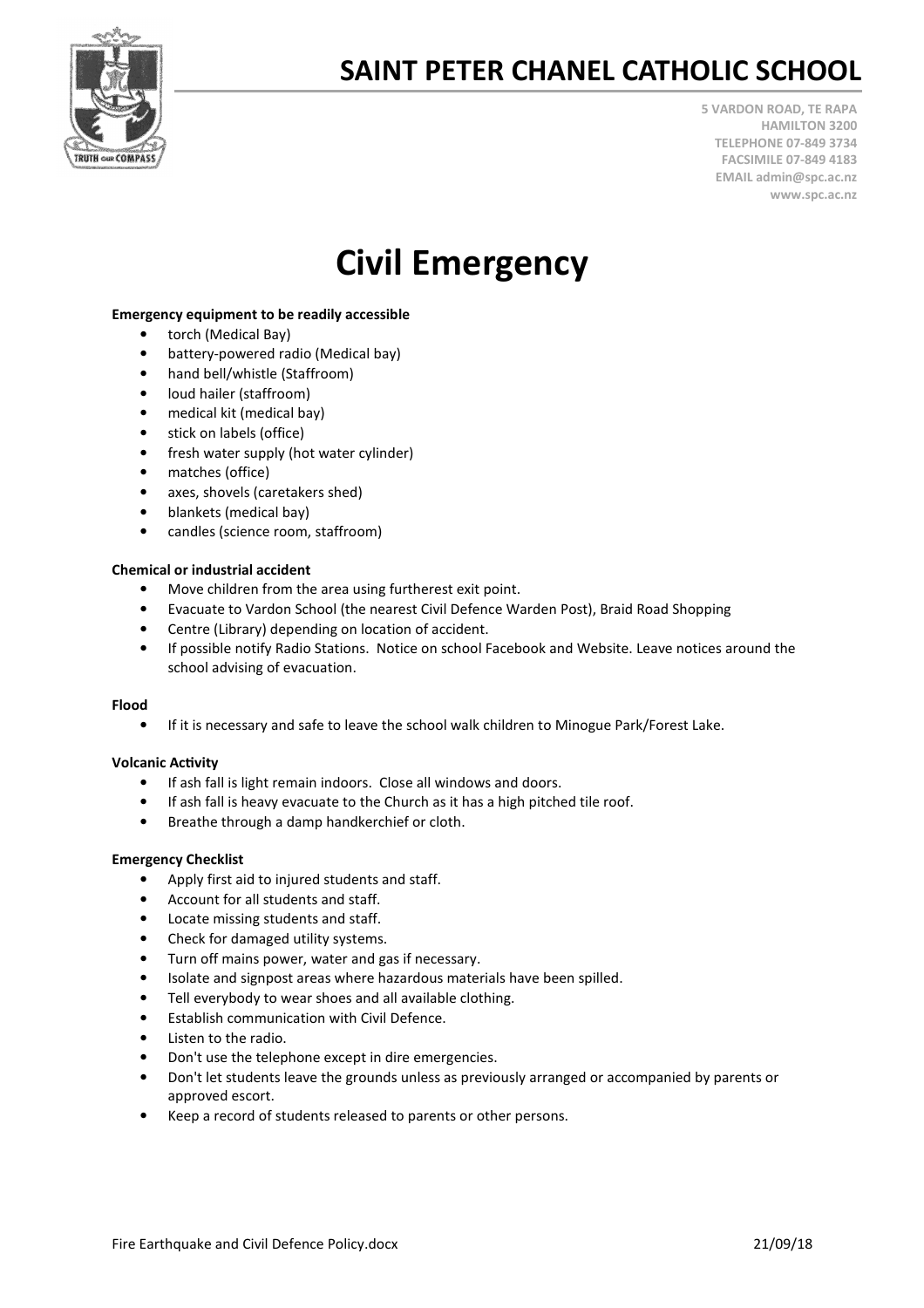# SAINT PETER CHANEL CATHOLIC SCHOOL

5 VARDON ROAD, TE RAPA
HAMILTON 3200
TELEPHONE 07-849 3734
FACSIMILE 07-849 4183
EMAIL admin@spc.ac.nz
www.spc.ac.nz

# Civil Emergency

**Emergency equipment to be readily accessible**

- torch (Medical Bay)
- battery-powered radio (Medical bay)
- hand bell/whistle (Staffroom)
- loud hailer (staffroom)
- medical kit (medical bay)
- stick on labels (office)
- fresh water supply (hot water cylinder)
- matches (office)
- axes, shovels (caretakers shed)
- blankets (medical bay)
- candles (science room, staffroom)

**Chemical or industrial accident**

- Move children from the area using furtherest exit point.
- Evacuate to Vardon School (the nearest Civil Defence Warden Post), Braid Road Shopping
- Centre (Library) depending on location of accident.
- If possible notify Radio Stations. Notice on school Facebook and Website. Leave notices around the school advising of evacuation.

**Flood**

- If it is necessary and safe to leave the school walk children to Minogue Park/Forest Lake.

**Volcanic Activity**

- If ash fall is light remain indoors. Close all windows and doors.
- If ash fall is heavy evacuate to the Church as it has a high pitched tile roof.
- Breathe through a damp handkerchief or cloth.

**Emergency Checklist**

- Apply first aid to injured students and staff.
- Account for all students and staff.
- Locate missing students and staff.
- Check for damaged utility systems.
- Turn off mains power, water and gas if necessary.
- Isolate and signpost areas where hazardous materials have been spilled.
- Tell everybody to wear shoes and all available clothing.
- Establish communication with Civil Defence.
- Listen to the radio.
- Don't use the telephone except in dire emergencies.
- Don't let students leave the grounds unless as previously arranged or accompanied by parents or approved escort.
- Keep a record of students released to parents or other persons.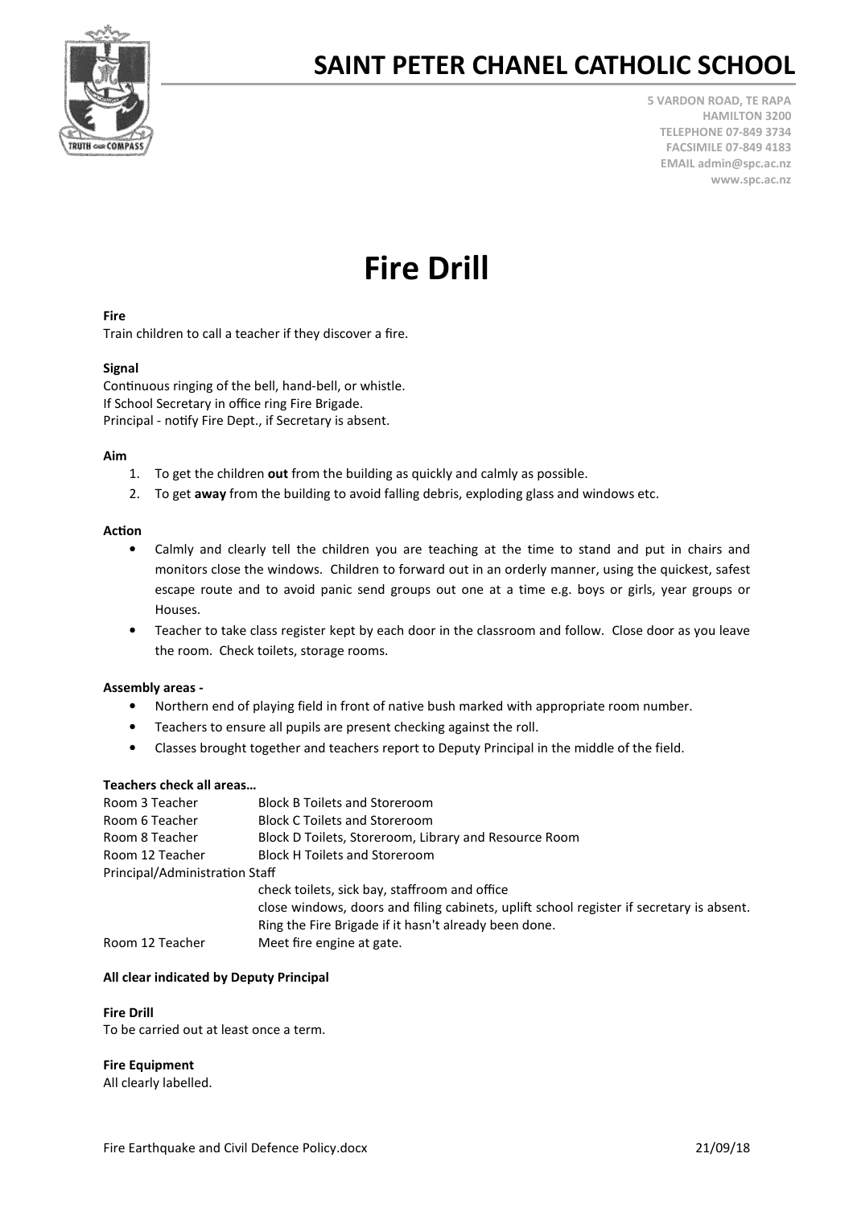# SAINT PETER CHANEL CATHOLIC SCHOOL

5 VARDON ROAD, TE RAPA
HAMILTON 3200
TELEPHONE 07-849 3734
FACSIMILE 07-849 4183
EMAIL admin@spc.ac.nz
www.spc.ac.nz

# Fire Drill

**Fire**
Train children to call a teacher if they discover a fire.

**Signal**
Continuous ringing of the bell, hand-bell, or whistle.
If School Secretary in office ring Fire Brigade.
Principal - notify Fire Dept., if Secretary is absent.

**Aim**

1. To get the children **out** from the building as quickly and calmly as possible.
2. To get **away** from the building to avoid falling debris, exploding glass and windows etc.

**Action**

- Calmly and clearly tell the children you are teaching at the time to stand and put in chairs and monitors close the windows. Children to forward out in an orderly manner, using the quickest, safest escape route and to avoid panic send groups out one at a time e.g. boys or girls, year groups or Houses.
- Teacher to take class register kept by each door in the classroom and follow. Close door as you leave the room. Check toilets, storage rooms.

**Assembly areas -**

- Northern end of playing field in front of native bush marked with appropriate room number.
- Teachers to ensure all pupils are present checking against the roll.
- Classes brought together and teachers report to Deputy Principal in the middle of the field.

**Teachers check all areas…**

| | |
|---|---|
| Room 3 Teacher | Block B Toilets and Storeroom |
| Room 6 Teacher | Block C Toilets and Storeroom |
| Room 8 Teacher | Block D Toilets, Storeroom, Library and Resource Room |
| Room 12 Teacher | Block H Toilets and Storeroom |
| Principal/Administration Staff | |
| | check toilets, sick bay, staffroom and office |
| | close windows, doors and filing cabinets, uplift school register if secretary is absent. |
| | Ring the Fire Brigade if it hasn't already been done. |
| Room 12 Teacher | Meet fire engine at gate. |

**All clear indicated by Deputy Principal**

**Fire Drill**
To be carried out at least once a term.

**Fire Equipment**
All clearly labelled.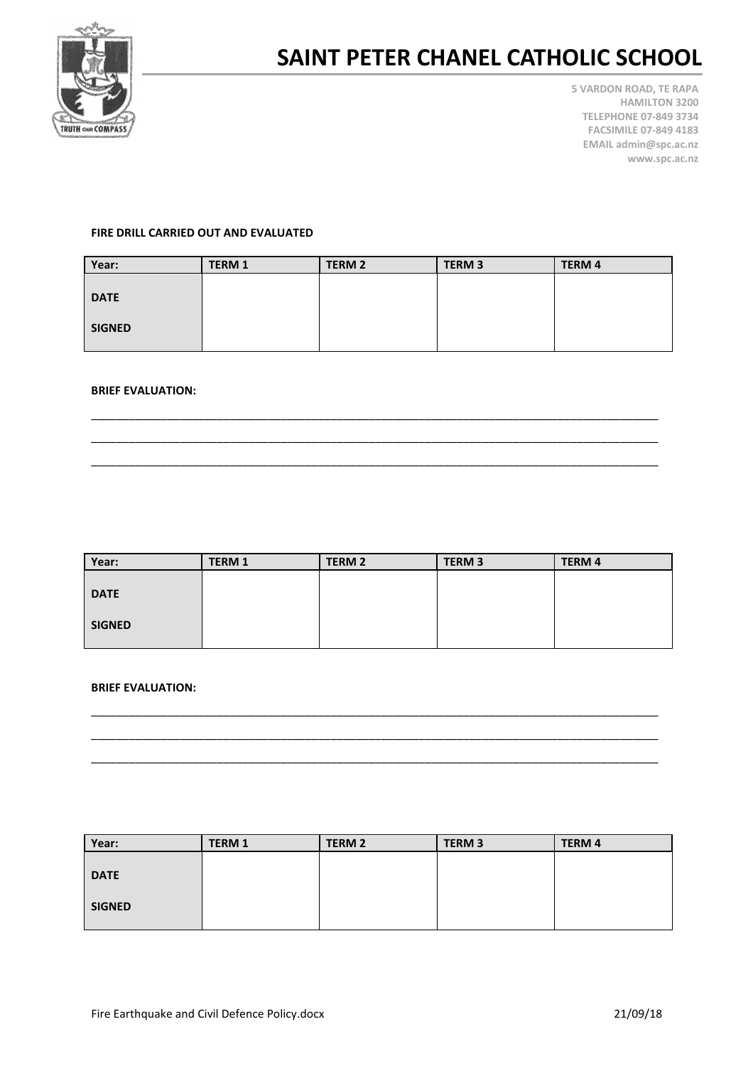# SAINT PETER CHANEL CATHOLIC SCHOOL

**5 VARDON ROAD, TE RAPA**
**HAMILTON 3200**
**TELEPHONE 07-849 3734**
**FACSIMILE 07-849 4183**
**EMAIL admin@spc.ac.nz**
**www.spc.ac.nz**

**FIRE DRILL CARRIED OUT AND EVALUATED**

| Year: | TERM 1 | TERM 2 | TERM 3 | TERM 4 |
|---|---|---|---|---|
| **DATE** | | | | |
| **SIGNED** | | | | |

**BRIEF EVALUATION:**

___________________________________________________________________________________________

___________________________________________________________________________________________

___________________________________________________________________________________________

| Year: | TERM 1 | TERM 2 | TERM 3 | TERM 4 |
|---|---|---|---|---|
| **DATE** | | | | |
| **SIGNED** | | | | |

**BRIEF EVALUATION:**

___________________________________________________________________________________________

___________________________________________________________________________________________

___________________________________________________________________________________________

| Year: | TERM 1 | TERM 2 | TERM 3 | TERM 4 |
|---|---|---|---|---|
| **DATE** | | | | |
| **SIGNED** | | | | |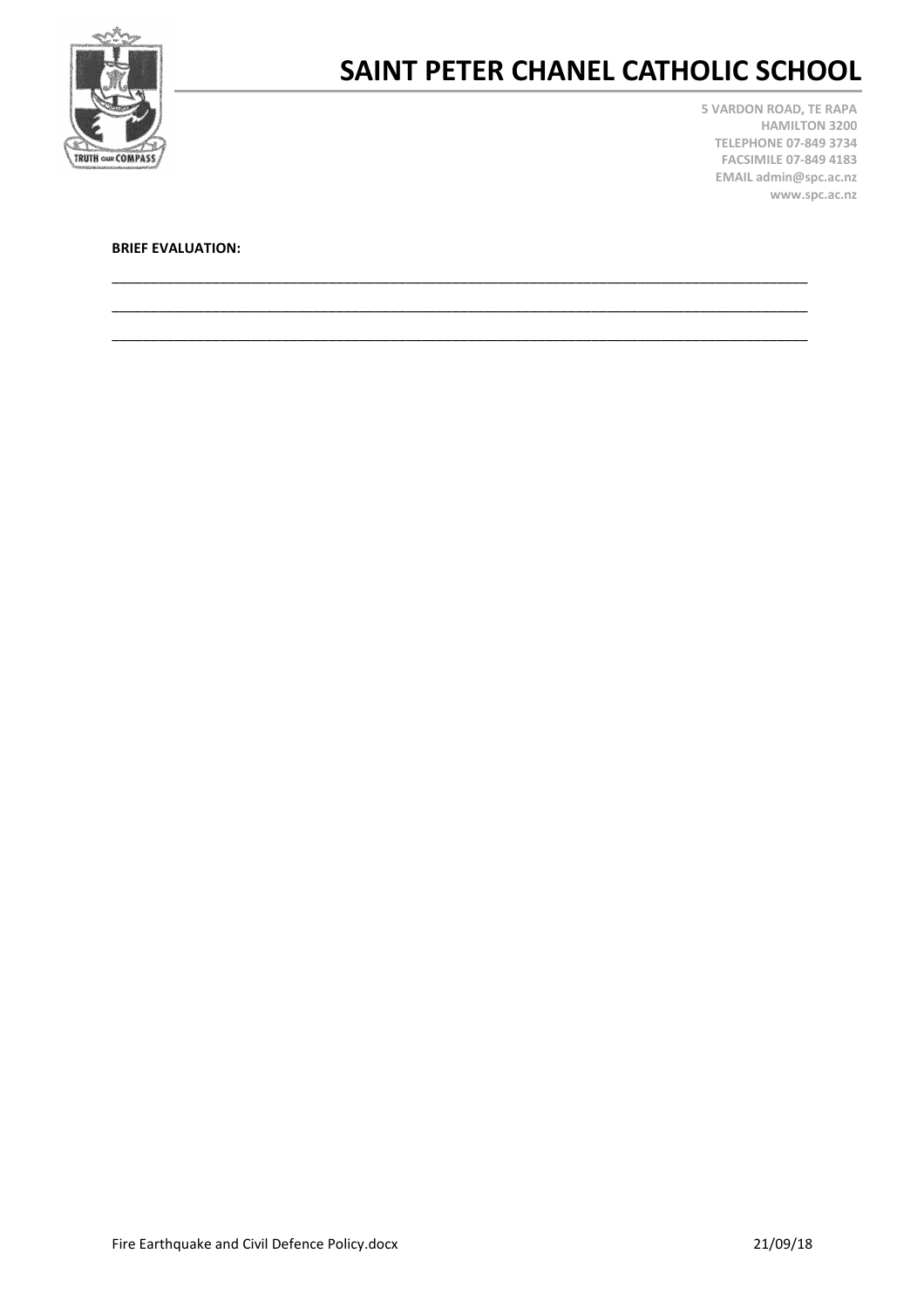# SAINT PETER CHANEL CATHOLIC SCHOOL

**5 VARDON ROAD, TE RAPA**
**HAMILTON 3200**
**TELEPHONE 07-849 3734**
**FACSIMILE 07-849 4183**
**EMAIL admin@spc.ac.nz**
**www.spc.ac.nz**

**BRIEF EVALUATION:**

___________________________________________________________________________________________

___________________________________________________________________________________________

___________________________________________________________________________________________